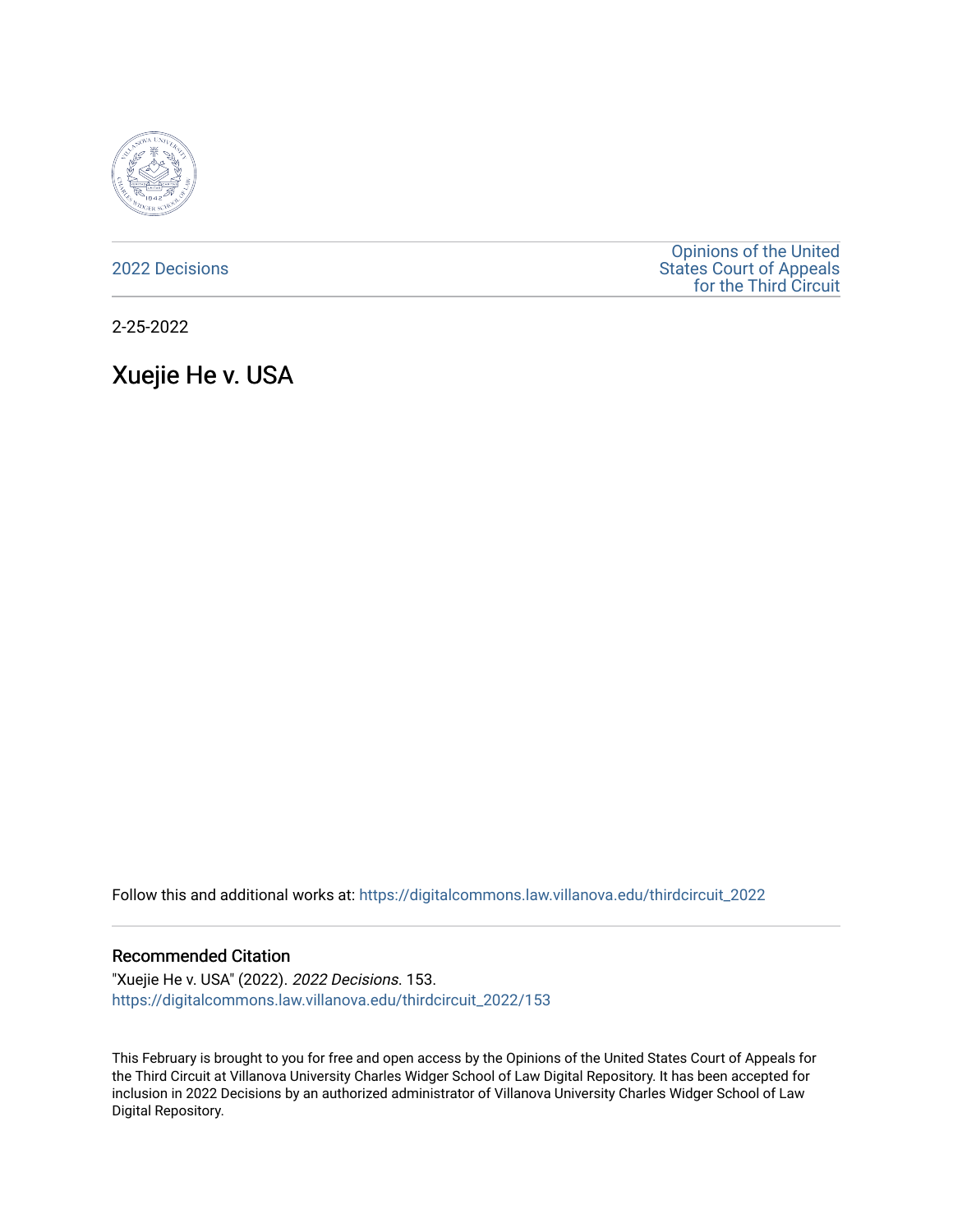2022 Decisions

Opinions of the United States Court of Appeals for the Third Circuit

2-25-2022

# Xuejie He v. USA

Follow this and additional works at: https://digitalcommons.law.villanova.edu/thirdcircuit_2022

## Recommended Citation

"Xuejie He v. USA" (2022). *2022 Decisions*. 153.
https://digitalcommons.law.villanova.edu/thirdcircuit_2022/153

This February is brought to you for free and open access by the Opinions of the United States Court of Appeals for the Third Circuit at Villanova University Charles Widger School of Law Digital Repository. It has been accepted for inclusion in 2022 Decisions by an authorized administrator of Villanova University Charles Widger School of Law Digital Repository.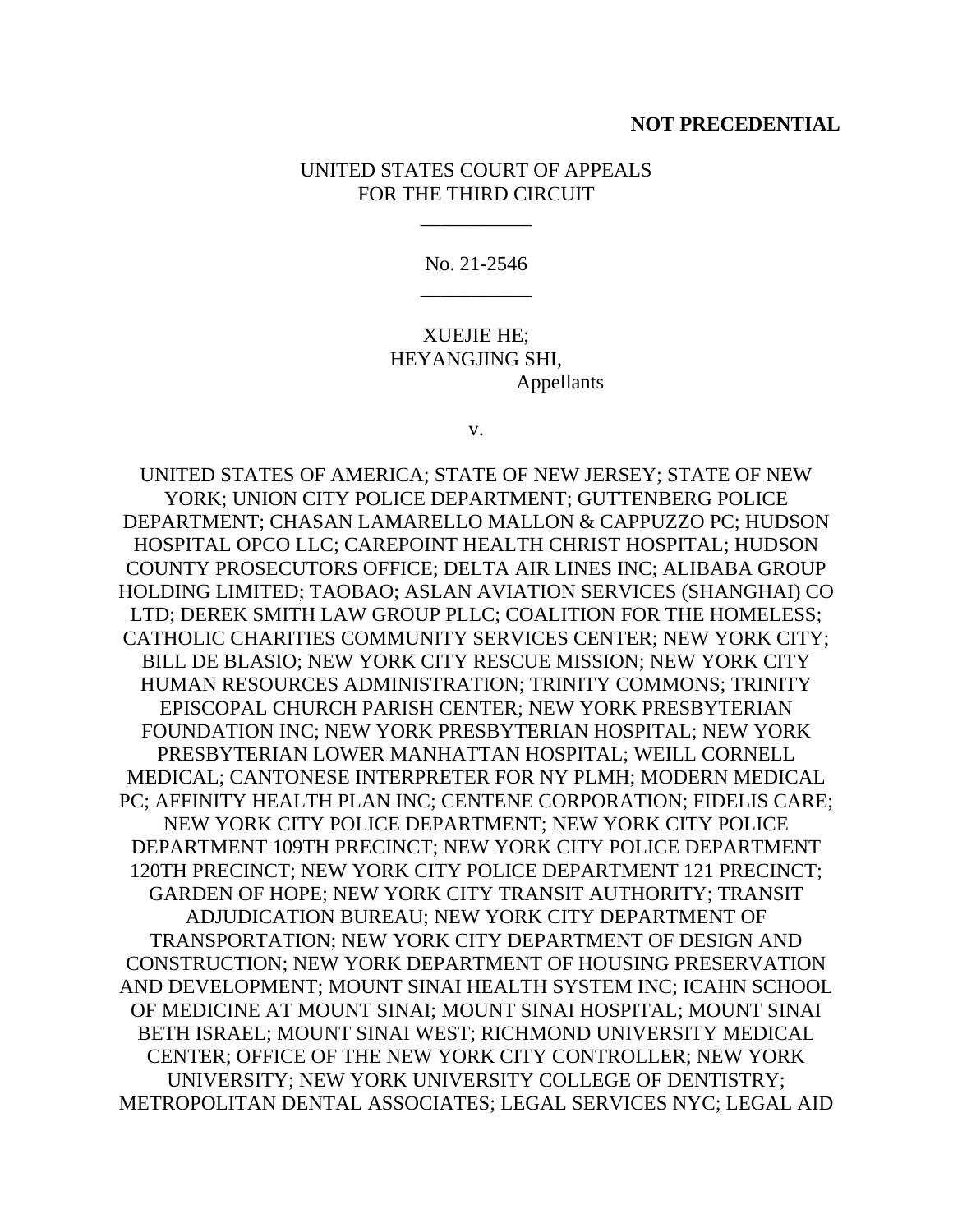**NOT PRECEDENTIAL**

UNITED STATES COURT OF APPEALS
FOR THE THIRD CIRCUIT

\_\_\_\_\_\_\_\_\_\_\_

No. 21-2546

\_\_\_\_\_\_\_\_\_\_\_

XUEJIE HE;
HEYANGJING SHI,
Appellants

v.

UNITED STATES OF AMERICA; STATE OF NEW JERSEY; STATE OF NEW YORK; UNION CITY POLICE DEPARTMENT; GUTTENBERG POLICE DEPARTMENT; CHASAN LAMARELLO MALLON & CAPPUZZO PC; HUDSON HOSPITAL OPCO LLC; CAREPOINT HEALTH CHRIST HOSPITAL; HUDSON COUNTY PROSECUTORS OFFICE; DELTA AIR LINES INC; ALIBABA GROUP HOLDING LIMITED; TAOBAO; ASLAN AVIATION SERVICES (SHANGHAI) CO LTD; DEREK SMITH LAW GROUP PLLC; COALITION FOR THE HOMELESS; CATHOLIC CHARITIES COMMUNITY SERVICES CENTER; NEW YORK CITY; BILL DE BLASIO; NEW YORK CITY RESCUE MISSION; NEW YORK CITY HUMAN RESOURCES ADMINISTRATION; TRINITY COMMONS; TRINITY EPISCOPAL CHURCH PARISH CENTER; NEW YORK PRESBYTERIAN FOUNDATION INC; NEW YORK PRESBYTERIAN HOSPITAL; NEW YORK PRESBYTERIAN LOWER MANHATTAN HOSPITAL; WEILL CORNELL MEDICAL; CANTONESE INTERPRETER FOR NY PLMH; MODERN MEDICAL PC; AFFINITY HEALTH PLAN INC; CENTENE CORPORATION; FIDELIS CARE; NEW YORK CITY POLICE DEPARTMENT; NEW YORK CITY POLICE DEPARTMENT 109TH PRECINCT; NEW YORK CITY POLICE DEPARTMENT 120TH PRECINCT; NEW YORK CITY POLICE DEPARTMENT 121 PRECINCT; GARDEN OF HOPE; NEW YORK CITY TRANSIT AUTHORITY; TRANSIT ADJUDICATION BUREAU; NEW YORK CITY DEPARTMENT OF TRANSPORTATION; NEW YORK CITY DEPARTMENT OF DESIGN AND CONSTRUCTION; NEW YORK DEPARTMENT OF HOUSING PRESERVATION AND DEVELOPMENT; MOUNT SINAI HEALTH SYSTEM INC; ICAHN SCHOOL OF MEDICINE AT MOUNT SINAI; MOUNT SINAI HOSPITAL; MOUNT SINAI BETH ISRAEL; MOUNT SINAI WEST; RICHMOND UNIVERSITY MEDICAL CENTER; OFFICE OF THE NEW YORK CITY CONTROLLER; NEW YORK UNIVERSITY; NEW YORK UNIVERSITY COLLEGE OF DENTISTRY; METROPOLITAN DENTAL ASSOCIATES; LEGAL SERVICES NYC; LEGAL AID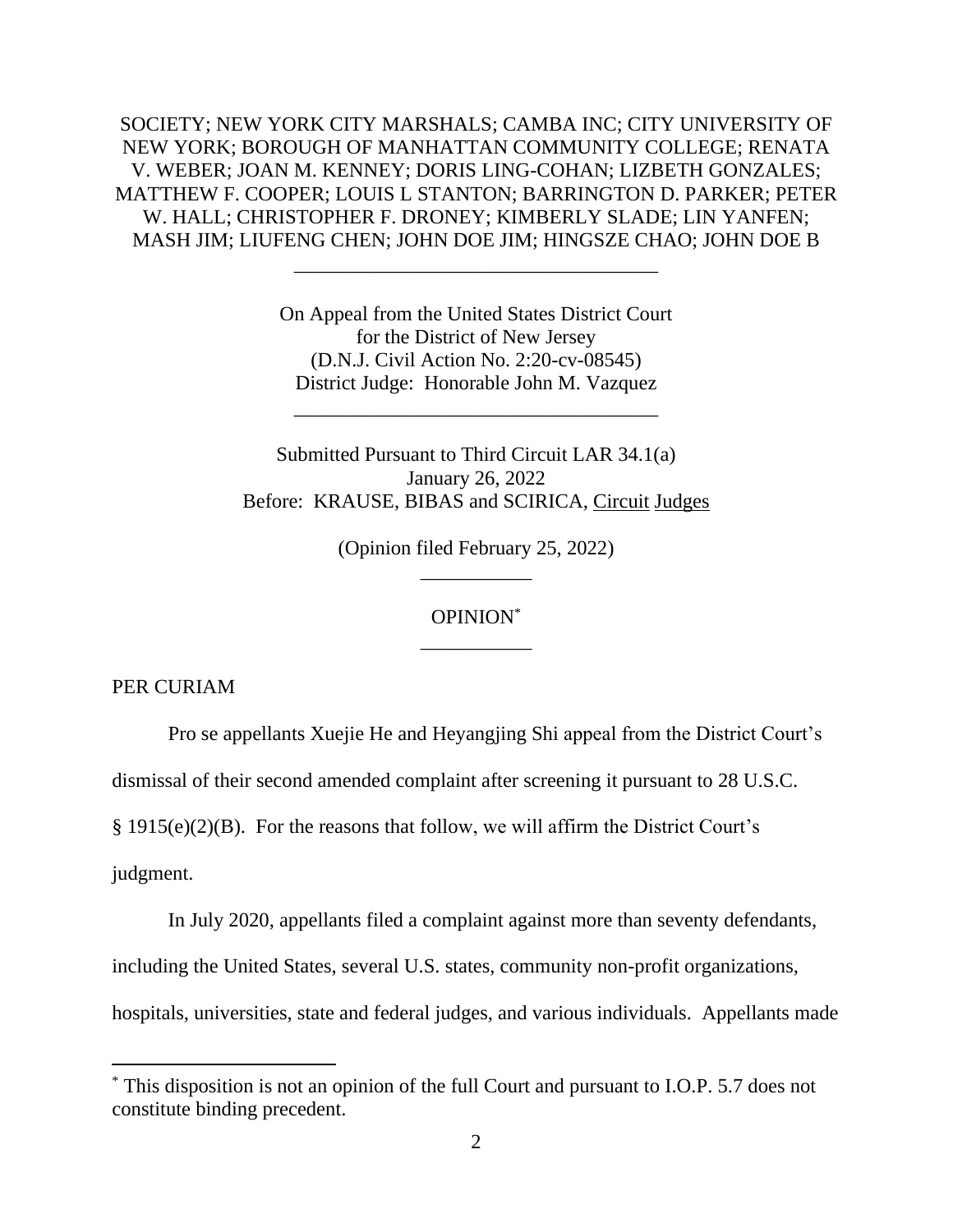SOCIETY; NEW YORK CITY MARSHALS; CAMBA INC; CITY UNIVERSITY OF NEW YORK; BOROUGH OF MANHATTAN COMMUNITY COLLEGE; RENATA V. WEBER; JOAN M. KENNEY; DORIS LING-COHAN; LIZBETH GONZALES; MATTHEW F. COOPER; LOUIS L STANTON; BARRINGTON D. PARKER; PETER W. HALL; CHRISTOPHER F. DRONEY; KIMBERLY SLADE; LIN YANFEN; MASH JIM; LIUFENG CHEN; JOHN DOE JIM; HINGSZE CHAO; JOHN DOE B

---

On Appeal from the United States District Court
for the District of New Jersey
(D.N.J. Civil Action No. 2:20-cv-08545)
District Judge: Honorable John M. Vazquez

---

Submitted Pursuant to Third Circuit LAR 34.1(a)
January 26, 2022
Before: KRAUSE, BIBAS and SCIRICA, Circuit Judges

(Opinion filed February 25, 2022)

---

OPINION[*]

---

PER CURIAM

Pro se appellants Xuejie He and Heyangjing Shi appeal from the District Court's dismissal of their second amended complaint after screening it pursuant to 28 U.S.C. § 1915(e)(2)(B). For the reasons that follow, we will affirm the District Court's judgment.

In July 2020, appellants filed a complaint against more than seventy defendants, including the United States, several U.S. states, community non-profit organizations, hospitals, universities, state and federal judges, and various individuals. Appellants made

[*] This disposition is not an opinion of the full Court and pursuant to I.O.P. 5.7 does not constitute binding precedent.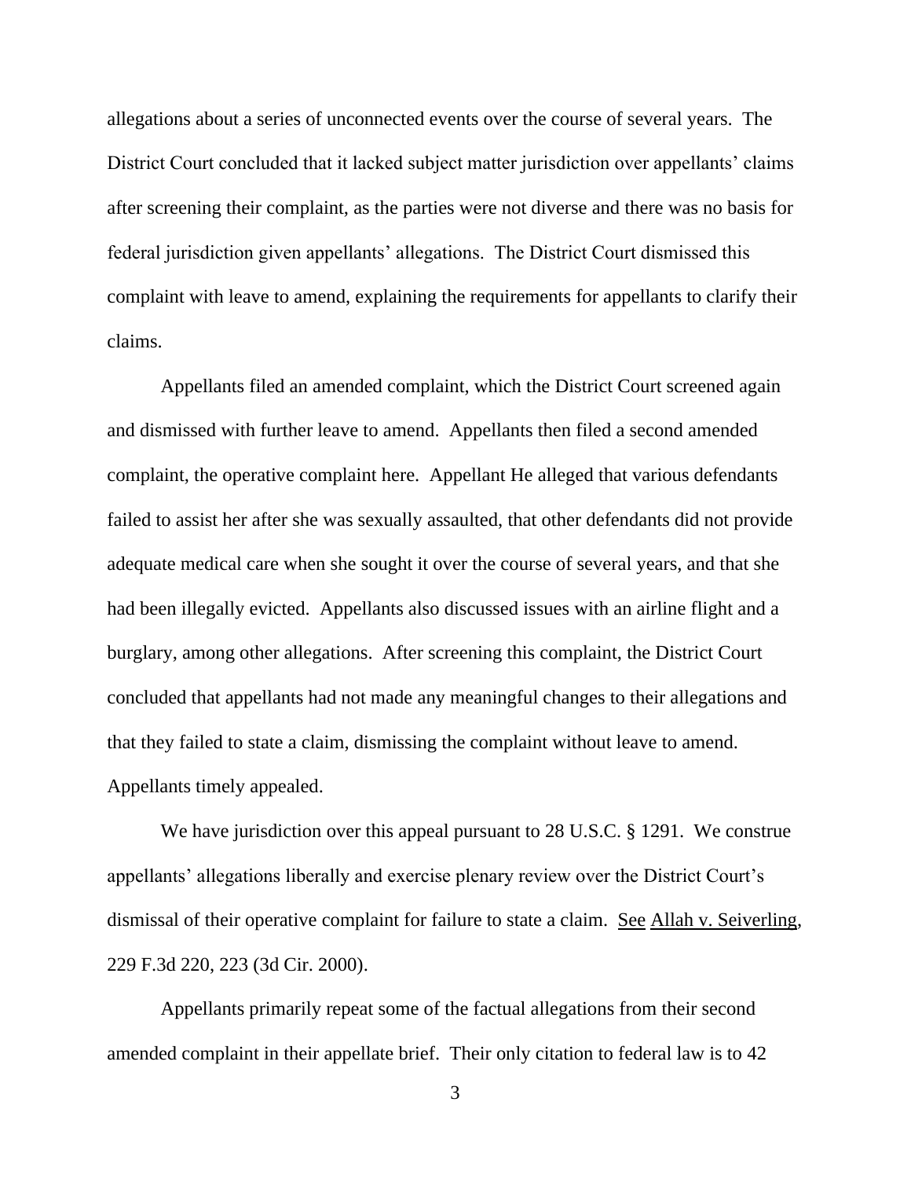allegations about a series of unconnected events over the course of several years. The District Court concluded that it lacked subject matter jurisdiction over appellants' claims after screening their complaint, as the parties were not diverse and there was no basis for federal jurisdiction given appellants' allegations. The District Court dismissed this complaint with leave to amend, explaining the requirements for appellants to clarify their claims.

Appellants filed an amended complaint, which the District Court screened again and dismissed with further leave to amend. Appellants then filed a second amended complaint, the operative complaint here. Appellant He alleged that various defendants failed to assist her after she was sexually assaulted, that other defendants did not provide adequate medical care when she sought it over the course of several years, and that she had been illegally evicted. Appellants also discussed issues with an airline flight and a burglary, among other allegations. After screening this complaint, the District Court concluded that appellants had not made any meaningful changes to their allegations and that they failed to state a claim, dismissing the complaint without leave to amend. Appellants timely appealed.

We have jurisdiction over this appeal pursuant to 28 U.S.C. § 1291. We construe appellants' allegations liberally and exercise plenary review over the District Court's dismissal of their operative complaint for failure to state a claim. <u>See</u> <u>Allah v. Seiverling</u>, 229 F.3d 220, 223 (3d Cir. 2000).

Appellants primarily repeat some of the factual allegations from their second amended complaint in their appellate brief. Their only citation to federal law is to 42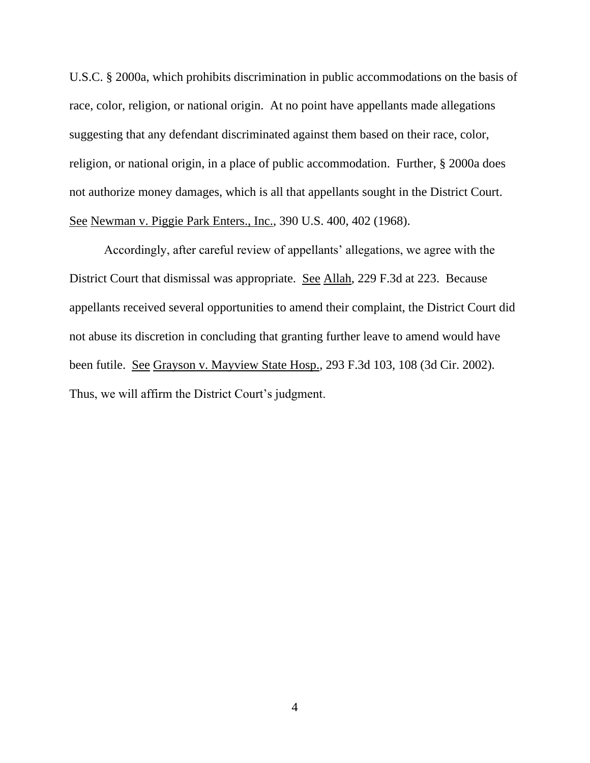U.S.C. § 2000a, which prohibits discrimination in public accommodations on the basis of race, color, religion, or national origin. At no point have appellants made allegations suggesting that any defendant discriminated against them based on their race, color, religion, or national origin, in a place of public accommodation. Further, § 2000a does not authorize money damages, which is all that appellants sought in the District Court. See Newman v. Piggie Park Enters., Inc., 390 U.S. 400, 402 (1968).

Accordingly, after careful review of appellants' allegations, we agree with the District Court that dismissal was appropriate. See Allah, 229 F.3d at 223. Because appellants received several opportunities to amend their complaint, the District Court did not abuse its discretion in concluding that granting further leave to amend would have been futile. See Grayson v. Mayview State Hosp., 293 F.3d 103, 108 (3d Cir. 2002). Thus, we will affirm the District Court's judgment.